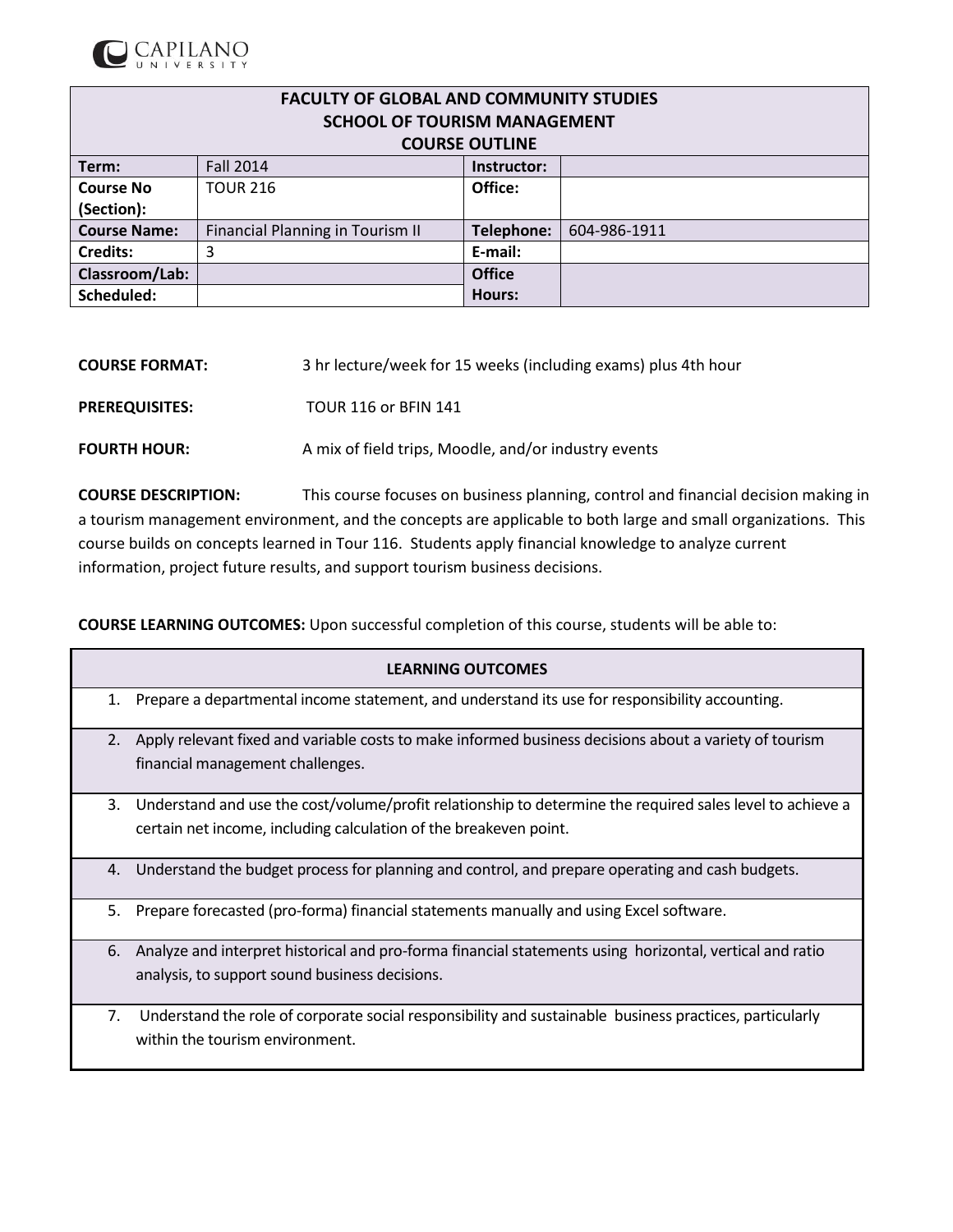CAPILANO UNIVERSITY

| FACULTY OF GLOBAL AND COMMUNITY STUDIES<br>SCHOOL OF TOURISM MANAGEMENT<br>COURSE OUTLINE | | | |
|---|---|---|---|
| **Term:** | Fall 2014 | **Instructor:** | |
| **Course No (Section):** | TOUR 216 | **Office:** | |
| **Course Name:** | Financial Planning in Tourism II | **Telephone:** | 604-986-1911 |
| **Credits:** | 3 | **E-mail:** | |
| **Classroom/Lab:** | | **Office Hours:** | |
| **Scheduled:** | | | |

**COURSE FORMAT:** 3 hr lecture/week for 15 weeks (including exams) plus 4th hour

**PREREQUISITES:** TOUR 116 or BFIN 141

**FOURTH HOUR:** A mix of field trips, Moodle, and/or industry events

**COURSE DESCRIPTION:** This course focuses on business planning, control and financial decision making in a tourism management environment, and the concepts are applicable to both large and small organizations. This course builds on concepts learned in Tour 116. Students apply financial knowledge to analyze current information, project future results, and support tourism business decisions.

**COURSE LEARNING OUTCOMES:** Upon successful completion of this course, students will be able to:

| LEARNING OUTCOMES |
|---|
| 1. Prepare a departmental income statement, and understand its use for responsibility accounting. |
| 2. Apply relevant fixed and variable costs to make informed business decisions about a variety of tourism financial management challenges. |
| 3. Understand and use the cost/volume/profit relationship to determine the required sales level to achieve a certain net income, including calculation of the breakeven point. |
| 4. Understand the budget process for planning and control, and prepare operating and cash budgets. |
| 5. Prepare forecasted (pro-forma) financial statements manually and using Excel software. |
| 6. Analyze and interpret historical and pro-forma financial statements using horizontal, vertical and ratio analysis, to support sound business decisions. |
| 7. Understand the role of corporate social responsibility and sustainable business practices, particularly within the tourism environment. |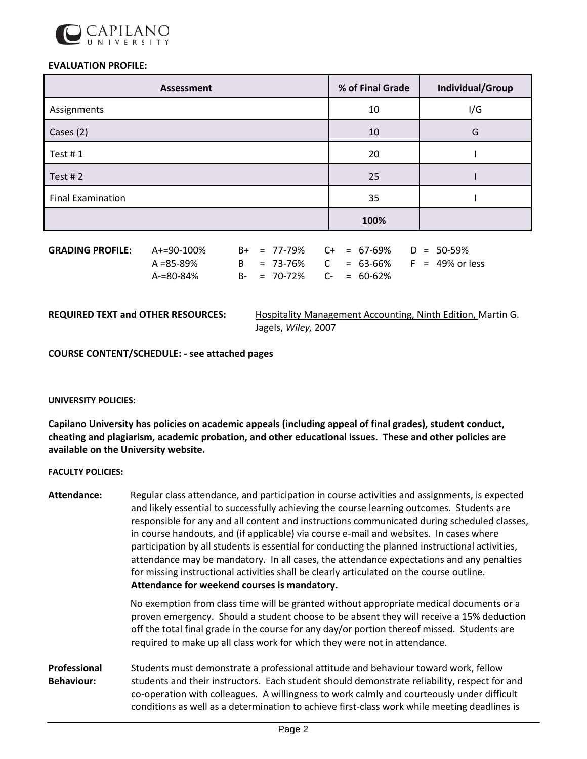**EVALUATION PROFILE:**

| Assessment | % of Final Grade | Individual/Group |
|---|---|---|
| Assignments | 10 | I/G |
| Cases (2) | 10 | G |
| Test # 1 | 20 | I |
| Test # 2 | 25 | I |
| Final Examination | 35 | I |
| | **100%** | |

**GRADING PROFILE:**

| | | | |
|---|---|---|---|
| A+=90-100% | B+ = 77-79% | C+ = 67-69% | D = 50-59% |
| A =85-89% | B = 73-76% | C = 63-66% | F = 49% or less |
| A-=80-84% | B- = 70-72% | C- = 60-62% | |

**REQUIRED TEXT and OTHER RESOURCES:** Hospitality Management Accounting, Ninth Edition, Martin G. Jagels, *Wiley,* 2007

**COURSE CONTENT/SCHEDULE: - see attached pages**

**UNIVERSITY POLICIES:**

**Capilano University has policies on academic appeals (including appeal of final grades), student conduct, cheating and plagiarism, academic probation, and other educational issues. These and other policies are available on the University website.**

**FACULTY POLICIES:**

**Attendance:** Regular class attendance, and participation in course activities and assignments, is expected and likely essential to successfully achieving the course learning outcomes. Students are responsible for any and all content and instructions communicated during scheduled classes, in course handouts, and (if applicable) via course e-mail and websites. In cases where participation by all students is essential for conducting the planned instructional activities, attendance may be mandatory. In all cases, the attendance expectations and any penalties for missing instructional activities shall be clearly articulated on the course outline. **Attendance for weekend courses is mandatory.**

No exemption from class time will be granted without appropriate medical documents or a proven emergency. Should a student choose to be absent they will receive a 15% deduction off the total final grade in the course for any day/or portion thereof missed. Students are required to make up all class work for which they were not in attendance.

**Professional Behaviour:** Students must demonstrate a professional attitude and behaviour toward work, fellow students and their instructors. Each student should demonstrate reliability, respect for and co-operation with colleagues. A willingness to work calmly and courteously under difficult conditions as well as a determination to achieve first-class work while meeting deadlines is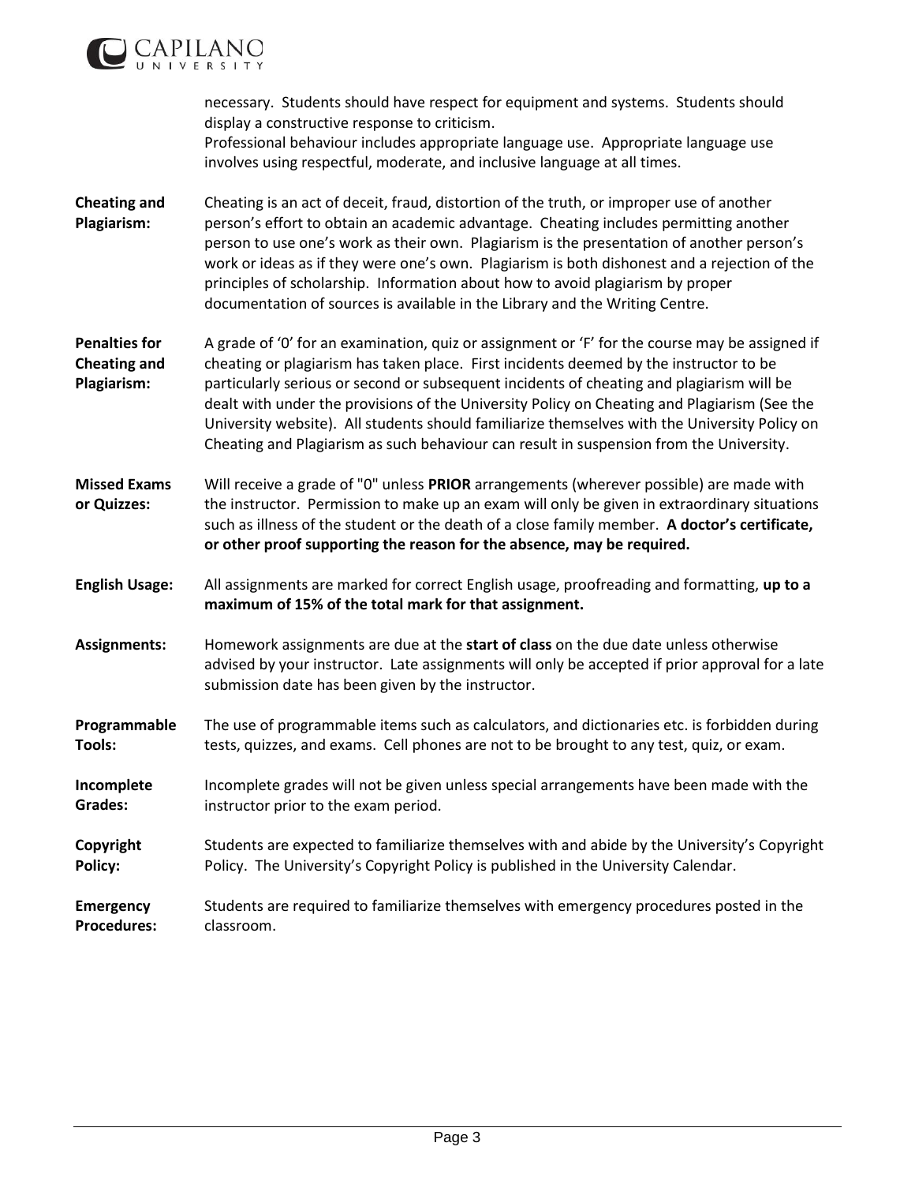necessary. Students should have respect for equipment and systems. Students should display a constructive response to criticism.
Professional behaviour includes appropriate language use. Appropriate language use involves using respectful, moderate, and inclusive language at all times.

**Cheating and Plagiarism:** Cheating is an act of deceit, fraud, distortion of the truth, or improper use of another person's effort to obtain an academic advantage. Cheating includes permitting another person to use one's work as their own. Plagiarism is the presentation of another person's work or ideas as if they were one's own. Plagiarism is both dishonest and a rejection of the principles of scholarship. Information about how to avoid plagiarism by proper documentation of sources is available in the Library and the Writing Centre.

**Penalties for Cheating and Plagiarism:** A grade of '0' for an examination, quiz or assignment or 'F' for the course may be assigned if cheating or plagiarism has taken place. First incidents deemed by the instructor to be particularly serious or second or subsequent incidents of cheating and plagiarism will be dealt with under the provisions of the University Policy on Cheating and Plagiarism (See the University website). All students should familiarize themselves with the University Policy on Cheating and Plagiarism as such behaviour can result in suspension from the University.

**Missed Exams or Quizzes:** Will receive a grade of "0" unless **PRIOR** arrangements (wherever possible) are made with the instructor. Permission to make up an exam will only be given in extraordinary situations such as illness of the student or the death of a close family member. **A doctor's certificate, or other proof supporting the reason for the absence, may be required.**

**English Usage:** All assignments are marked for correct English usage, proofreading and formatting, **up to a maximum of 15% of the total mark for that assignment.**

**Assignments:** Homework assignments are due at the **start of class** on the due date unless otherwise advised by your instructor. Late assignments will only be accepted if prior approval for a late submission date has been given by the instructor.

**Programmable Tools:** The use of programmable items such as calculators, and dictionaries etc. is forbidden during tests, quizzes, and exams. Cell phones are not to be brought to any test, quiz, or exam.

**Incomplete Grades:** Incomplete grades will not be given unless special arrangements have been made with the instructor prior to the exam period.

**Copyright Policy:** Students are expected to familiarize themselves with and abide by the University's Copyright Policy. The University's Copyright Policy is published in the University Calendar.

**Emergency Procedures:** Students are required to familiarize themselves with emergency procedures posted in the classroom.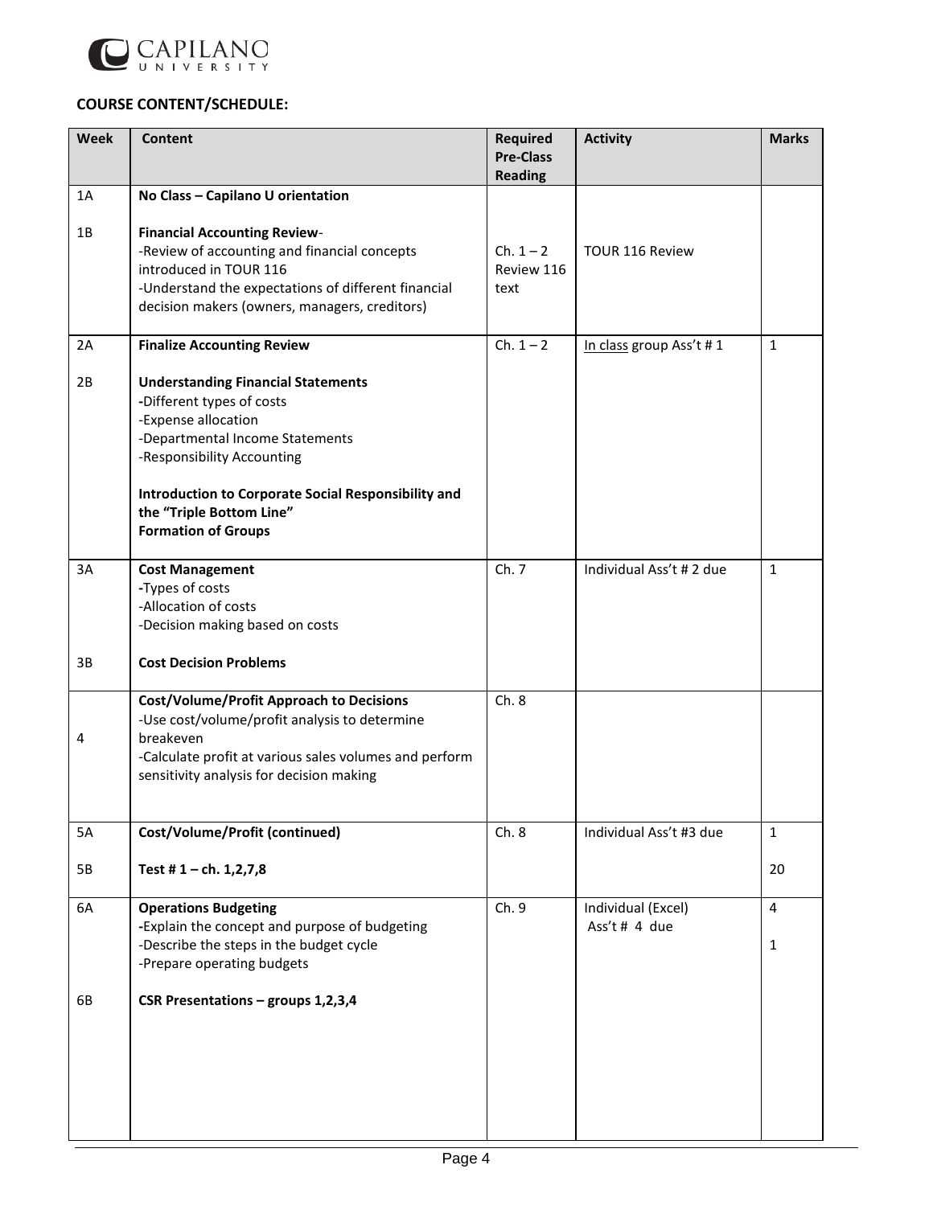**COURSE CONTENT/SCHEDULE:**

| Week | Content | Required Pre-Class Reading | Activity | Marks |
|---|---|---|---|---|
| 1A | **No Class – Capilano U orientation** | | | |
| 1B | **Financial Accounting Review**-<br>-Review of accounting and financial concepts introduced in TOUR 116<br>-Understand the expectations of different financial decision makers (owners, managers, creditors) | Ch. 1 – 2 Review 116 text | TOUR 116 Review | |
| 2A | **Finalize Accounting Review** | Ch. 1 – 2 | In class group Ass't # 1 | 1 |
| 2B | **Understanding Financial Statements**<br>-Different types of costs<br>-Expense allocation<br>-Departmental Income Statements<br>-Responsibility Accounting<br><br>**Introduction to Corporate Social Responsibility and the "Triple Bottom Line"**<br>**Formation of Groups** | | | |
| 3A | **Cost Management**<br>-Types of costs<br>-Allocation of costs<br>-Decision making based on costs | Ch. 7 | Individual Ass't # 2 due | 1 |
| 3B | **Cost Decision Problems** | | | |
| 4 | **Cost/Volume/Profit Approach to Decisions**<br>-Use cost/volume/profit analysis to determine breakeven<br>-Calculate profit at various sales volumes and perform sensitivity analysis for decision making | Ch. 8 | | |
| 5A | **Cost/Volume/Profit (continued)** | Ch. 8 | Individual Ass't #3 due | 1 |
| 5B | **Test # 1 – ch. 1,2,7,8** | | | 20 |
| 6A | **Operations Budgeting**<br>-Explain the concept and purpose of budgeting<br>-Describe the steps in the budget cycle<br>-Prepare operating budgets | Ch. 9 | Individual (Excel) Ass't # 4 due | 4<br><br>1 |
| 6B | **CSR Presentations – groups 1,2,3,4** | | | |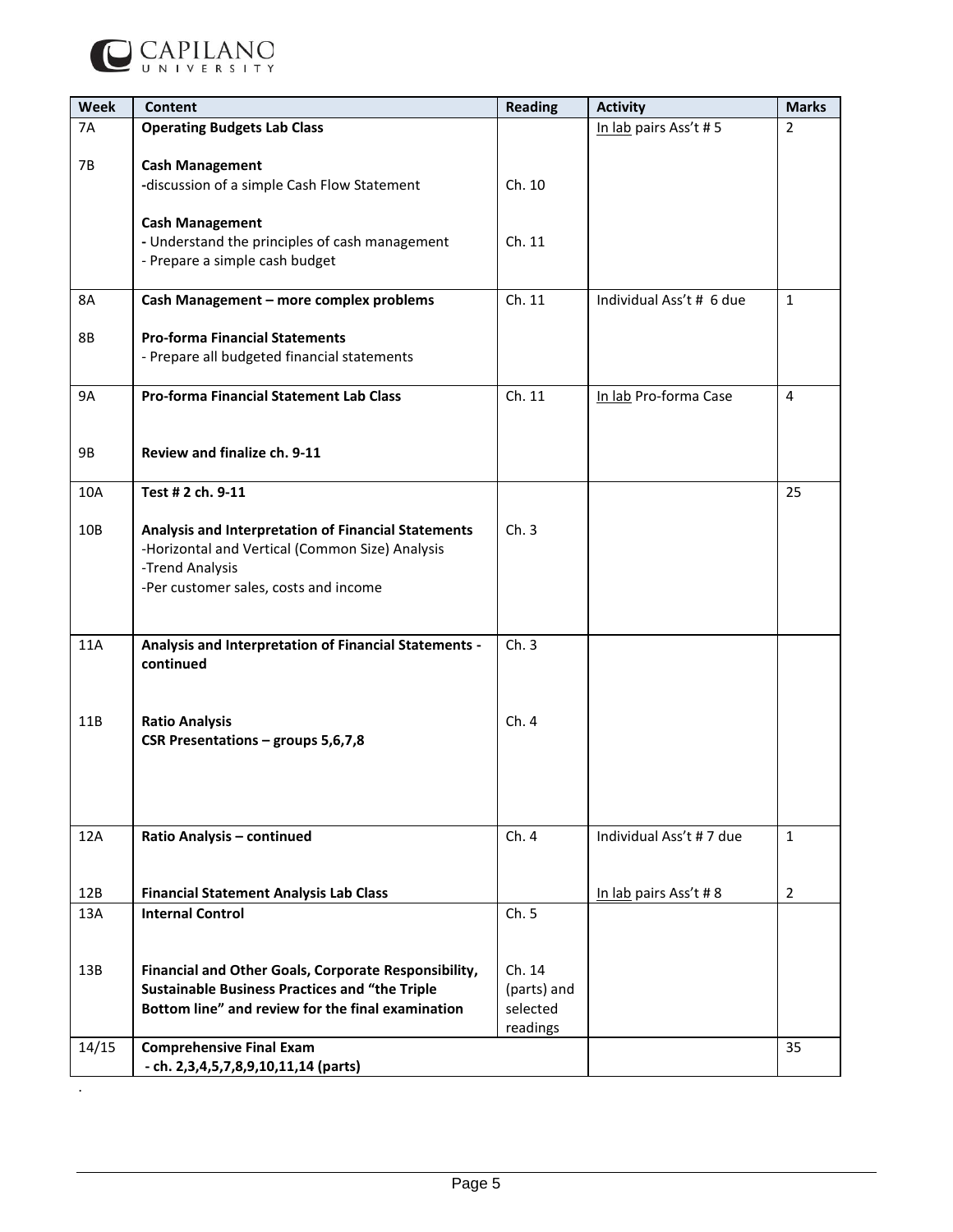| Week | Content | Reading | Activity | Marks |
|---|---|---|---|---|
| 7A | **Operating Budgets Lab Class** | | In lab pairs Ass't # 5 | 2 |
| 7B | **Cash Management**<br>-discussion of a simple Cash Flow Statement<br><br>**Cash Management**<br>- Understand the principles of cash management<br>- Prepare a simple cash budget | Ch. 10<br><br>Ch. 11 | | |
| 8A | **Cash Management – more complex problems** | Ch. 11 | Individual Ass't # 6 due | 1 |
| 8B | **Pro-forma Financial Statements**<br>- Prepare all budgeted financial statements | | | |
| 9A | **Pro-forma Financial Statement Lab Class** | Ch. 11 | In lab Pro-forma Case | 4 |
| 9B | **Review and finalize ch. 9-11** | | | |
| 10A | **Test # 2 ch. 9-11** | | | 25 |
| 10B | **Analysis and Interpretation of Financial Statements**<br>-Horizontal and Vertical (Common Size) Analysis<br>-Trend Analysis<br>-Per customer sales, costs and income | Ch. 3 | | |
| 11A | **Analysis and Interpretation of Financial Statements - continued** | Ch. 3 | | |
| 11B | **Ratio Analysis**<br>**CSR Presentations – groups 5,6,7,8** | Ch. 4 | | |
| 12A | **Ratio Analysis – continued** | Ch. 4 | Individual Ass't # 7 due | 1 |
| 12B | **Financial Statement Analysis Lab Class** | | In lab pairs Ass't # 8 | 2 |
| 13A | **Internal Control** | Ch. 5 | | |
| 13B | **Financial and Other Goals, Corporate Responsibility, Sustainable Business Practices and "the Triple Bottom line" and review for the final examination** | Ch. 14 (parts) and selected readings | | |
| 14/15 | **Comprehensive Final Exam**<br>**- ch. 2,3,4,5,7,8,9,10,11,14 (parts)** | | | 35 |

.